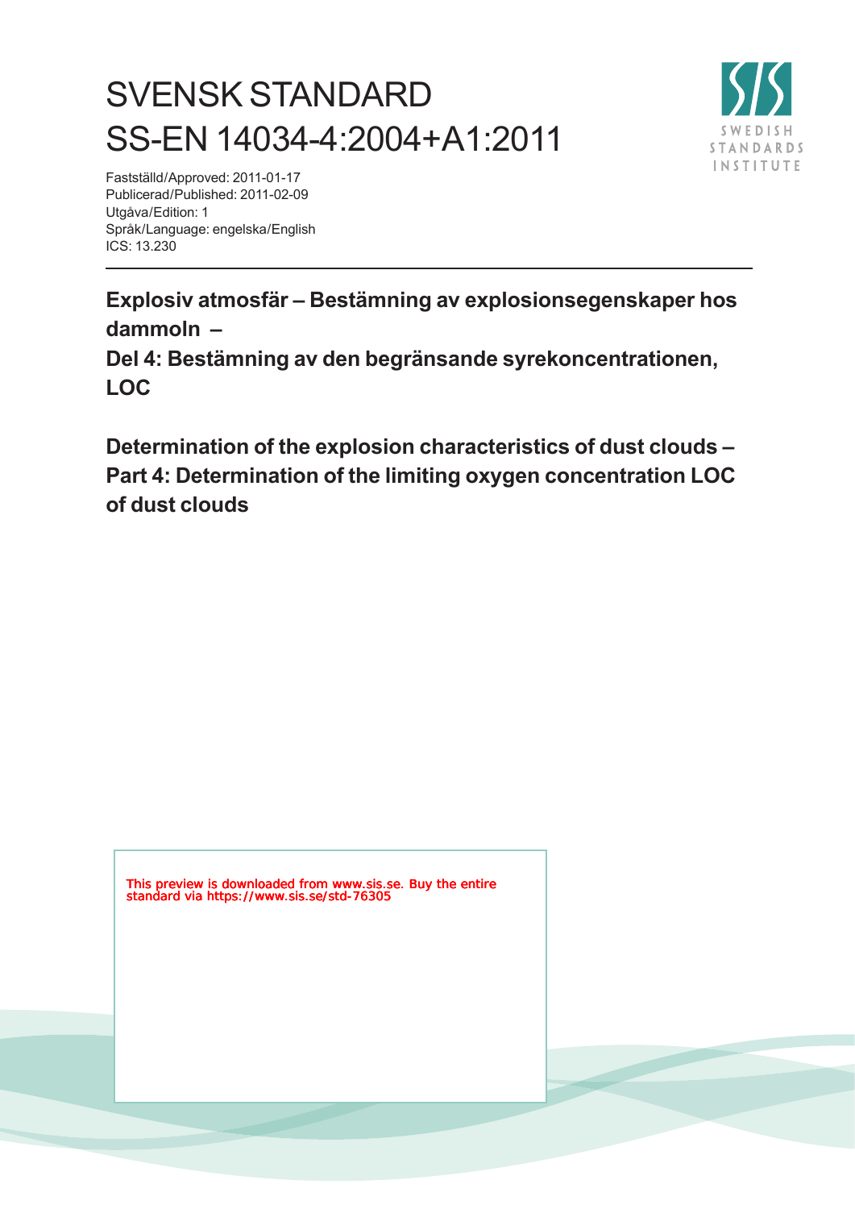# SVENSK STANDARD
# SS-EN 14034-4:2004+A1:2011

Fastställd/Approved: 2011-01-17
Publicerad/Published: 2011-02-09
Utgåva/Edition: 1
Språk/Language: engelska/English
ICS: 13.230

**Explosiv atmosfär – Bestämning av explosionsegenskaper hos dammoln –**
**Del 4: Bestämning av den begränsande syrekoncentrationen, LOC**

**Determination of the explosion characteristics of dust clouds – Part 4: Determination of the limiting oxygen concentration LOC of dust clouds**

This preview is downloaded from www.sis.se. Buy the entire standard via https://www.sis.se/std-76305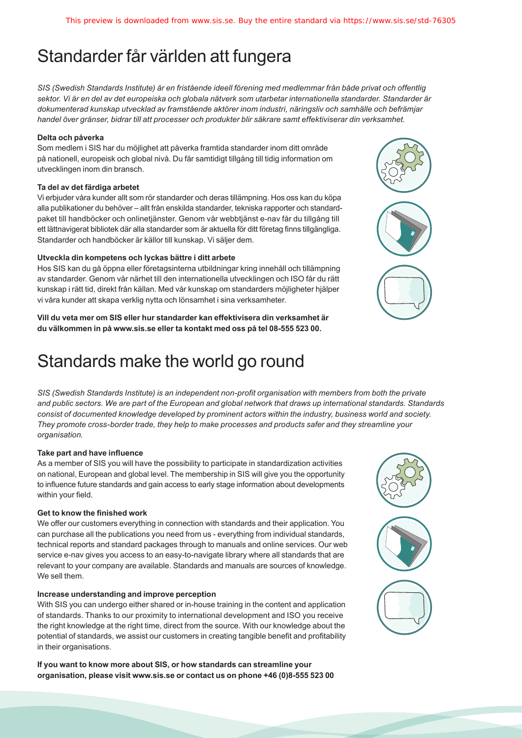# Standarder får världen att fungera

*SIS (Swedish Standards Institute) är en fristående ideell förening med medlemmar från både privat och offentlig sektor. Vi är en del av det europeiska och globala nätverk som utarbetar internationella standarder. Standarder är dokumenterad kunskap utvecklad av framstående aktörer inom industri, näringsliv och samhälle och befrämjar handel över gränser, bidrar till att processer och produkter blir säkrare samt effektiviserar din verksamhet.*

**Delta och påverka**

Som medlem i SIS har du möjlighet att påverka framtida standarder inom ditt område på nationell, europeisk och global nivå. Du får samtidigt tillgång till tidig information om utvecklingen inom din bransch.

**Ta del av det färdiga arbetet**

Vi erbjuder våra kunder allt som rör standarder och deras tillämpning. Hos oss kan du köpa alla publikationer du behöver – allt från enskilda standarder, tekniska rapporter och standardpaket till handböcker och onlinetjänster. Genom vår webbtjänst e-nav får du tillgång till ett lättnavigerat bibliotek där alla standarder som är aktuella för ditt företag finns tillgängliga. Standarder och handböcker är källor till kunskap. Vi säljer dem.

**Utveckla din kompetens och lyckas bättre i ditt arbete**

Hos SIS kan du gå öppna eller företagsinterna utbildningar kring innehåll och tillämpning av standarder. Genom vår närhet till den internationella utvecklingen och ISO får du rätt kunskap i rätt tid, direkt från källan. Med vår kunskap om standarders möjligheter hjälper vi våra kunder att skapa verklig nytta och lönsamhet i sina verksamheter.

**Vill du veta mer om SIS eller hur standarder kan effektivisera din verksamhet är du välkommen in på www.sis.se eller ta kontakt med oss på tel 08-555 523 00.**

# Standards make the world go round

*SIS (Swedish Standards Institute) is an independent non-profit organisation with members from both the private and public sectors. We are part of the European and global network that draws up international standards. Standards consist of documented knowledge developed by prominent actors within the industry, business world and society. They promote cross-border trade, they help to make processes and products safer and they streamline your organisation.*

**Take part and have influence**

As a member of SIS you will have the possibility to participate in standardization activities on national, European and global level. The membership in SIS will give you the opportunity to influence future standards and gain access to early stage information about developments within your field.

**Get to know the finished work**

We offer our customers everything in connection with standards and their application. You can purchase all the publications you need from us - everything from individual standards, technical reports and standard packages through to manuals and online services. Our web service e-nav gives you access to an easy-to-navigate library where all standards that are relevant to your company are available. Standards and manuals are sources of knowledge. We sell them.

**Increase understanding and improve perception**

With SIS you can undergo either shared or in-house training in the content and application of standards. Thanks to our proximity to international development and ISO you receive the right knowledge at the right time, direct from the source. With our knowledge about the potential of standards, we assist our customers in creating tangible benefit and profitability in their organisations.

**If you want to know more about SIS, or how standards can streamline your organisation, please visit www.sis.se or contact us on phone +46 (0)8-555 523 00**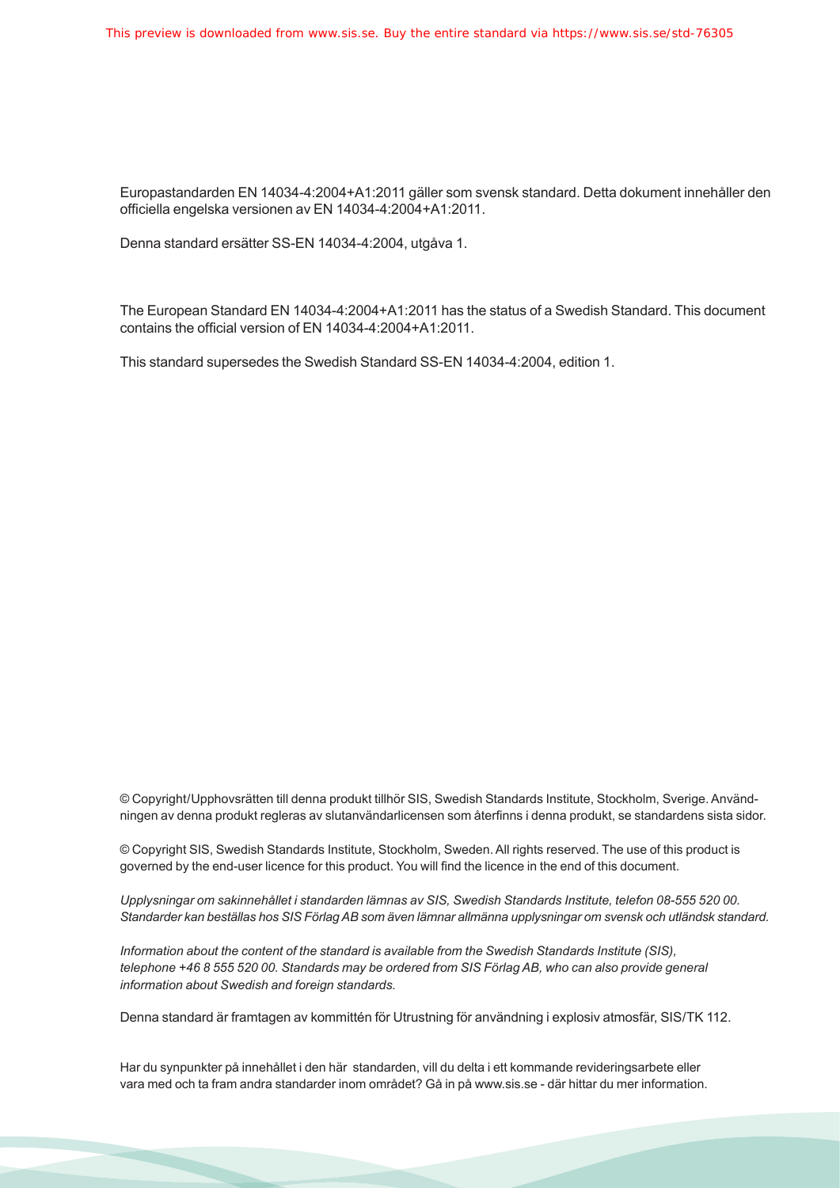Europastandarden EN 14034-4:2004+A1:2011 gäller som svensk standard. Detta dokument innehåller den officiella engelska versionen av EN 14034-4:2004+A1:2011.

Denna standard ersätter SS-EN 14034-4:2004, utgåva 1.

The European Standard EN 14034-4:2004+A1:2011 has the status of a Swedish Standard. This document contains the official version of EN 14034-4:2004+A1:2011.

This standard supersedes the Swedish Standard SS-EN 14034-4:2004, edition 1.

© Copyright/Upphovsrätten till denna produkt tillhör SIS, Swedish Standards Institute, Stockholm, Sverige. Användningen av denna produkt regleras av slutanvändarlicensen som återfinns i denna produkt, se standardens sista sidor.

© Copyright SIS, Swedish Standards Institute, Stockholm, Sweden. All rights reserved. The use of this product is governed by the end-user licence for this product. You will find the licence in the end of this document.

*Upplysningar om sakinnehållet i standarden lämnas av SIS, Swedish Standards Institute, telefon 08-555 520 00. Standarder kan beställas hos SIS Förlag AB som även lämnar allmänna upplysningar om svensk och utländsk standard.*

*Information about the content of the standard is available from the Swedish Standards Institute (SIS), telephone +46 8 555 520 00. Standards may be ordered from SIS Förlag AB, who can also provide general information about Swedish and foreign standards.*

Denna standard är framtagen av kommittén för Utrustning för användning i explosiv atmosfär, SIS/TK 112.

Har du synpunkter på innehållet i den här standarden, vill du delta i ett kommande revideringsarbete eller vara med och ta fram andra standarder inom området? Gå in på www.sis.se - där hittar du mer information.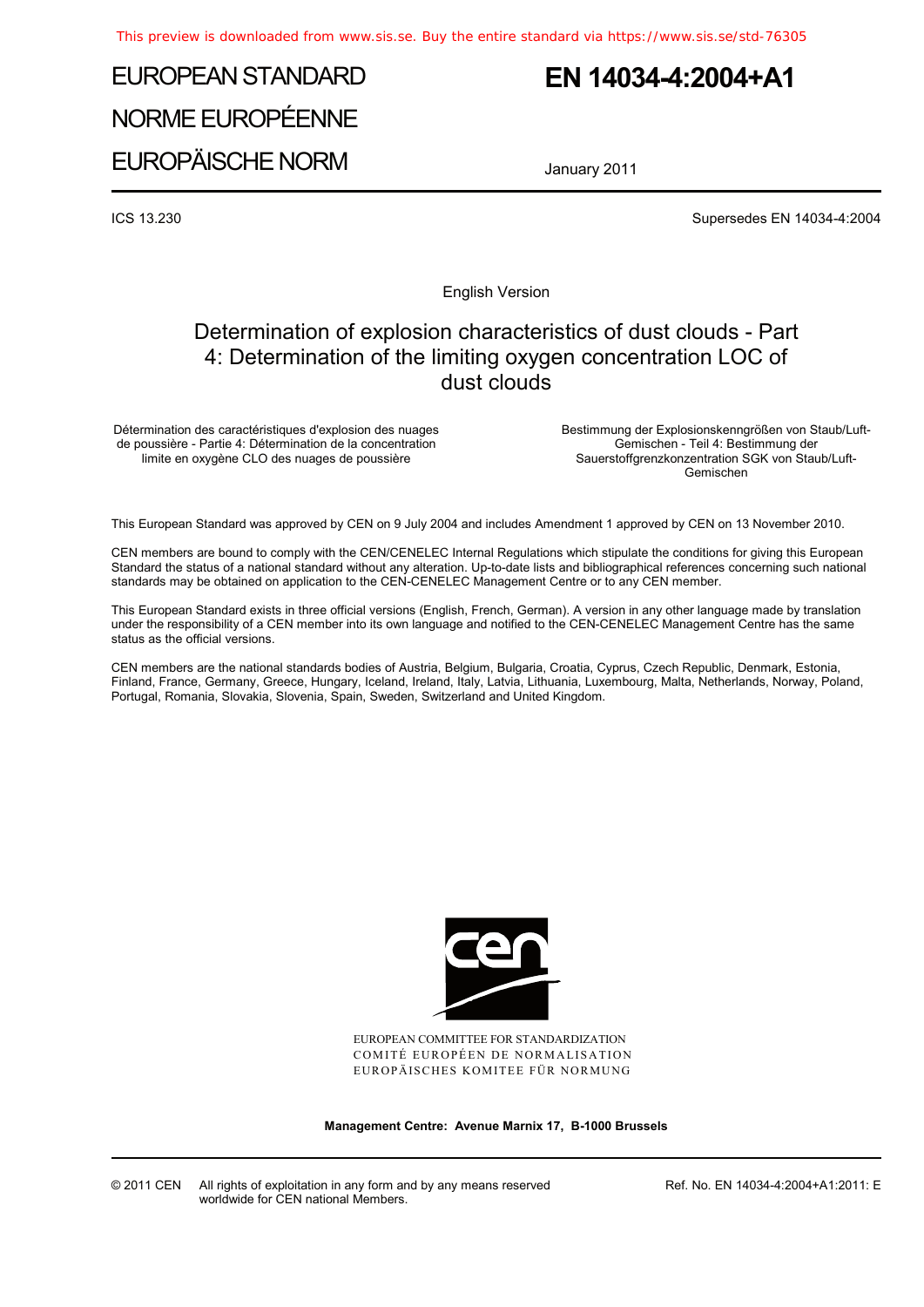# EUROPEAN STANDARD
# NORME EUROPÉENNE
# EUROPÄISCHE NORM

# EN 14034-4:2004+A1

January 2011

ICS 13.230

Supersedes EN 14034-4:2004

English Version

## Determination of explosion characteristics of dust clouds - Part 4: Determination of the limiting oxygen concentration LOC of dust clouds

Détermination des caractéristiques d'explosion des nuages de poussière - Partie 4: Détermination de la concentration limite en oxygène CLO des nuages de poussière

Bestimmung der Explosionskenngrößen von Staub/Luft-Gemischen - Teil 4: Bestimmung der Sauerstoffgrenzkonzentration SGK von Staub/Luft-Gemischen

This European Standard was approved by CEN on 9 July 2004 and includes Amendment 1 approved by CEN on 13 November 2010.

CEN members are bound to comply with the CEN/CENELEC Internal Regulations which stipulate the conditions for giving this European Standard the status of a national standard without any alteration. Up-to-date lists and bibliographical references concerning such national standards may be obtained on application to the CEN-CENELEC Management Centre or to any CEN member.

This European Standard exists in three official versions (English, French, German). A version in any other language made by translation under the responsibility of a CEN member into its own language and notified to the CEN-CENELEC Management Centre has the same status as the official versions.

CEN members are the national standards bodies of Austria, Belgium, Bulgaria, Croatia, Cyprus, Czech Republic, Denmark, Estonia, Finland, France, Germany, Greece, Hungary, Iceland, Ireland, Italy, Latvia, Lithuania, Luxembourg, Malta, Netherlands, Norway, Poland, Portugal, Romania, Slovakia, Slovenia, Spain, Sweden, Switzerland and United Kingdom.

EUROPEAN COMMITTEE FOR STANDARDIZATION
COMITÉ EUROPÉEN DE NORMALISATION
EUROPÄISCHES KOMITEE FÜR NORMUNG

**Management Centre: Avenue Marnix 17, B-1000 Brussels**

© 2011 CEN All rights of exploitation in any form and by any means reserved worldwide for CEN national Members.

Ref. No. EN 14034-4:2004+A1:2011: E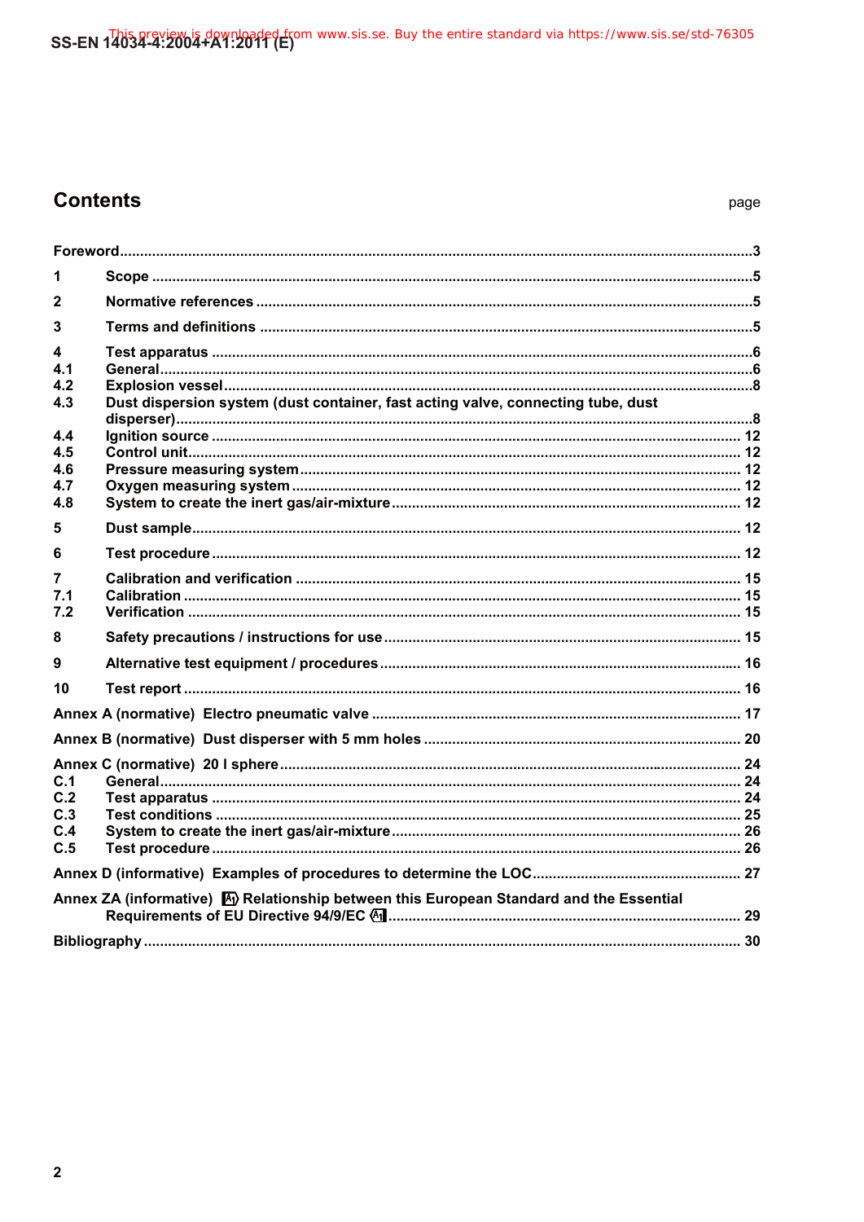# Contents

page

Foreword ... 3

1 Scope ... 5

2 Normative references ... 5

3 Terms and definitions ... 5

4 Test apparatus ... 6
4.1 General ... 6
4.2 Explosion vessel ... 8
4.3 Dust dispersion system (dust container, fast acting valve, connecting tube, dust disperser) ... 8
4.4 Ignition source ... 12
4.5 Control unit ... 12
4.6 Pressure measuring system ... 12
4.7 Oxygen measuring system ... 12
4.8 System to create the inert gas/air-mixture ... 12

5 Dust sample ... 12

6 Test procedure ... 12

7 Calibration and verification ... 15
7.1 Calibration ... 15
7.2 Verification ... 15

8 Safety precautions / instructions for use ... 15

9 Alternative test equipment / procedures ... 16

10 Test report ... 16

Annex A (normative) Electro pneumatic valve ... 17

Annex B (normative) Dust disperser with 5 mm holes ... 20

Annex C (normative) 20 l sphere ... 24
C.1 General ... 24
C.2 Test apparatus ... 24
C.3 Test conditions ... 25
C.4 System to create the inert gas/air-mixture ... 26
C.5 Test procedure ... 26

Annex D (informative) Examples of procedures to determine the LOC ... 27

Annex ZA (informative) A1) Relationship between this European Standard and the Essential Requirements of EU Directive 94/9/EC (A1 ... 29

Bibliography ... 30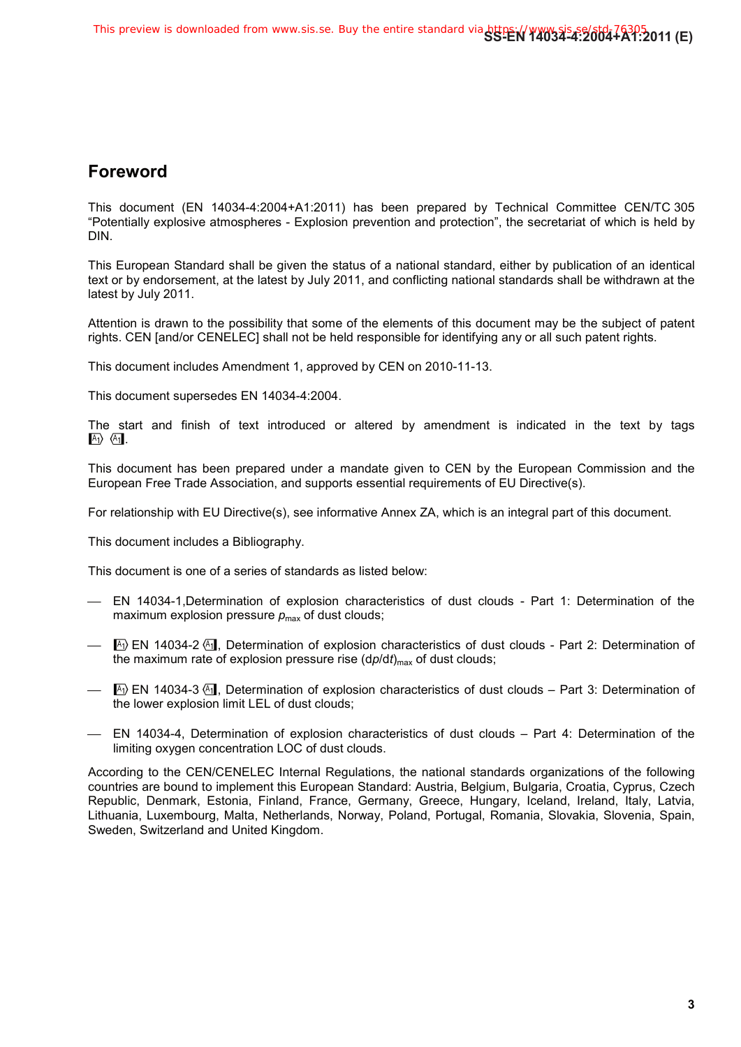## Foreword

This document (EN 14034-4:2004+A1:2011) has been prepared by Technical Committee CEN/TC 305 "Potentially explosive atmospheres - Explosion prevention and protection", the secretariat of which is held by DIN.

This European Standard shall be given the status of a national standard, either by publication of an identical text or by endorsement, at the latest by July 2011, and conflicting national standards shall be withdrawn at the latest by July 2011.

Attention is drawn to the possibility that some of the elements of this document may be the subject of patent rights. CEN [and/or CENELEC] shall not be held responsible for identifying any or all such patent rights.

This document includes Amendment 1, approved by CEN on 2010-11-13.

This document supersedes EN 14034-4:2004.

The start and finish of text introduced or altered by amendment is indicated in the text by tags [A1⟩ ⟨A1].

This document has been prepared under a mandate given to CEN by the European Commission and the European Free Trade Association, and supports essential requirements of EU Directive(s).

For relationship with EU Directive(s), see informative Annex ZA, which is an integral part of this document.

This document includes a Bibliography.

This document is one of a series of standards as listed below:

- EN 14034-1,Determination of explosion characteristics of dust clouds - Part 1: Determination of the maximum explosion pressure $p_{max}$ of dust clouds;
- [A1⟩ EN 14034-2 ⟨A1], Determination of explosion characteristics of dust clouds - Part 2: Determination of the maximum rate of explosion pressure rise $(dp/dt)_{max}$ of dust clouds;
- [A1⟩ EN 14034-3 ⟨A1], Determination of explosion characteristics of dust clouds – Part 3: Determination of the lower explosion limit LEL of dust clouds;
- EN 14034-4, Determination of explosion characteristics of dust clouds – Part 4: Determination of the limiting oxygen concentration LOC of dust clouds.

According to the CEN/CENELEC Internal Regulations, the national standards organizations of the following countries are bound to implement this European Standard: Austria, Belgium, Bulgaria, Croatia, Cyprus, Czech Republic, Denmark, Estonia, Finland, France, Germany, Greece, Hungary, Iceland, Ireland, Italy, Latvia, Lithuania, Luxembourg, Malta, Netherlands, Norway, Poland, Portugal, Romania, Slovakia, Slovenia, Spain, Sweden, Switzerland and United Kingdom.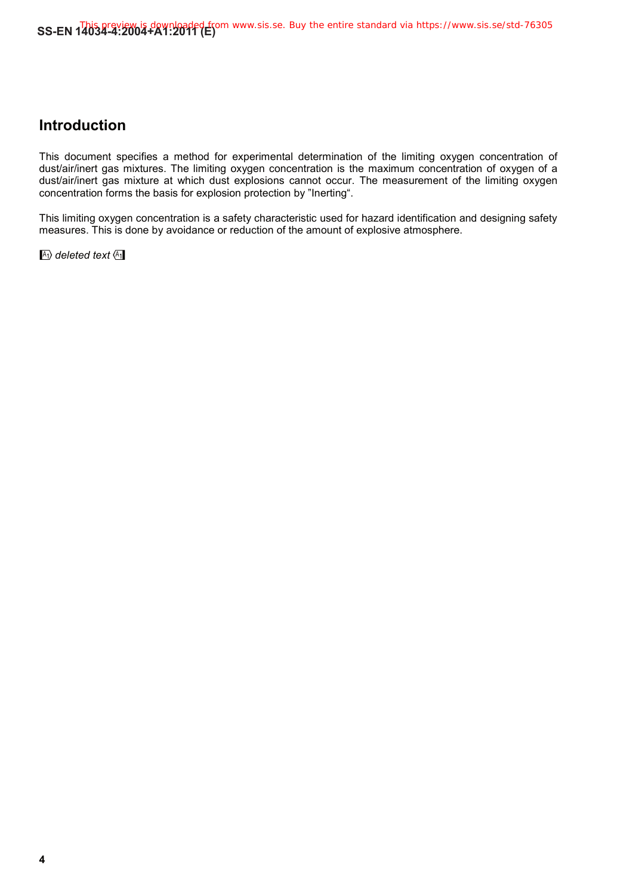## Introduction

This document specifies a method for experimental determination of the limiting oxygen concentration of dust/air/inert gas mixtures. The limiting oxygen concentration is the maximum concentration of oxygen of a dust/air/inert gas mixture at which dust explosions cannot occur. The measurement of the limiting oxygen concentration forms the basis for explosion protection by "Inerting".

This limiting oxygen concentration is a safety characteristic used for hazard identification and designing safety measures. This is done by avoidance or reduction of the amount of explosive atmosphere.

A1) *deleted text* (A1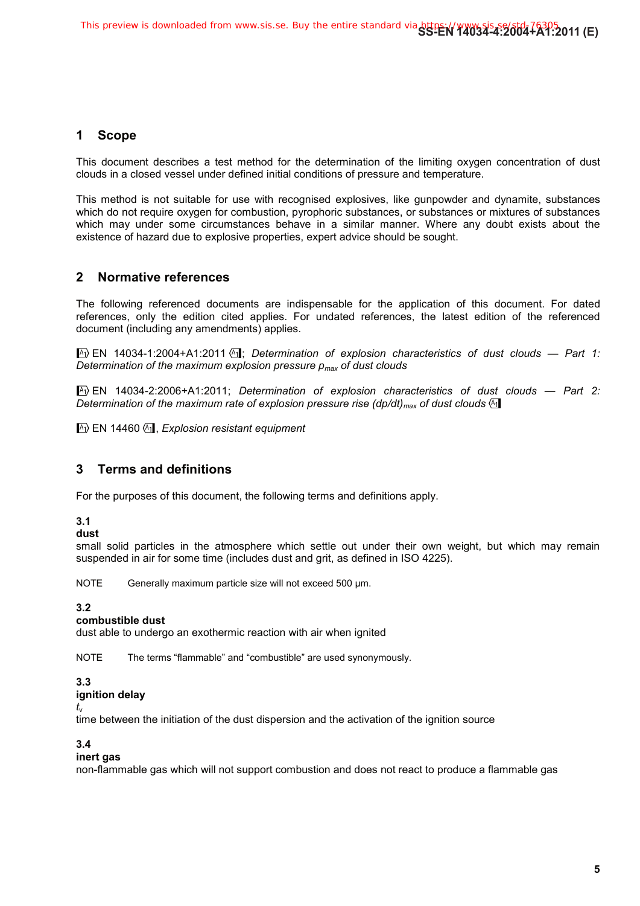# 1 Scope

This document describes a test method for the determination of the limiting oxygen concentration of dust clouds in a closed vessel under defined initial conditions of pressure and temperature.

This method is not suitable for use with recognised explosives, like gunpowder and dynamite, substances which do not require oxygen for combustion, pyrophoric substances, or substances or mixtures of substances which may under some circumstances behave in a similar manner. Where any doubt exists about the existence of hazard due to explosive properties, expert advice should be sought.

# 2 Normative references

The following referenced documents are indispensable for the application of this document. For dated references, only the edition cited applies. For undated references, the latest edition of the referenced document (including any amendments) applies.

[A1) EN 14034-1:2004+A1:2011 (A1]; *Determination of explosion characteristics of dust clouds — Part 1: Determination of the maximum explosion pressure $p_{max}$ of dust clouds*

[A1) EN 14034-2:2006+A1:2011; *Determination of explosion characteristics of dust clouds — Part 2: Determination of the maximum rate of explosion pressure rise $(dp/dt)_{max}$ of dust clouds* (A1]

[A1) EN 14460 (A1], *Explosion resistant equipment*

# 3 Terms and definitions

For the purposes of this document, the following terms and definitions apply.

**3.1**
**dust**
small solid particles in the atmosphere which settle out under their own weight, but which may remain suspended in air for some time (includes dust and grit, as defined in ISO 4225).

NOTE Generally maximum particle size will not exceed 500 µm.

**3.2**
**combustible dust**
dust able to undergo an exothermic reaction with air when ignited

NOTE The terms "flammable" and "combustible" are used synonymously.

**3.3**
**ignition delay**
$t_v$
time between the initiation of the dust dispersion and the activation of the ignition source

**3.4**
**inert gas**
non-flammable gas which will not support combustion and does not react to produce a flammable gas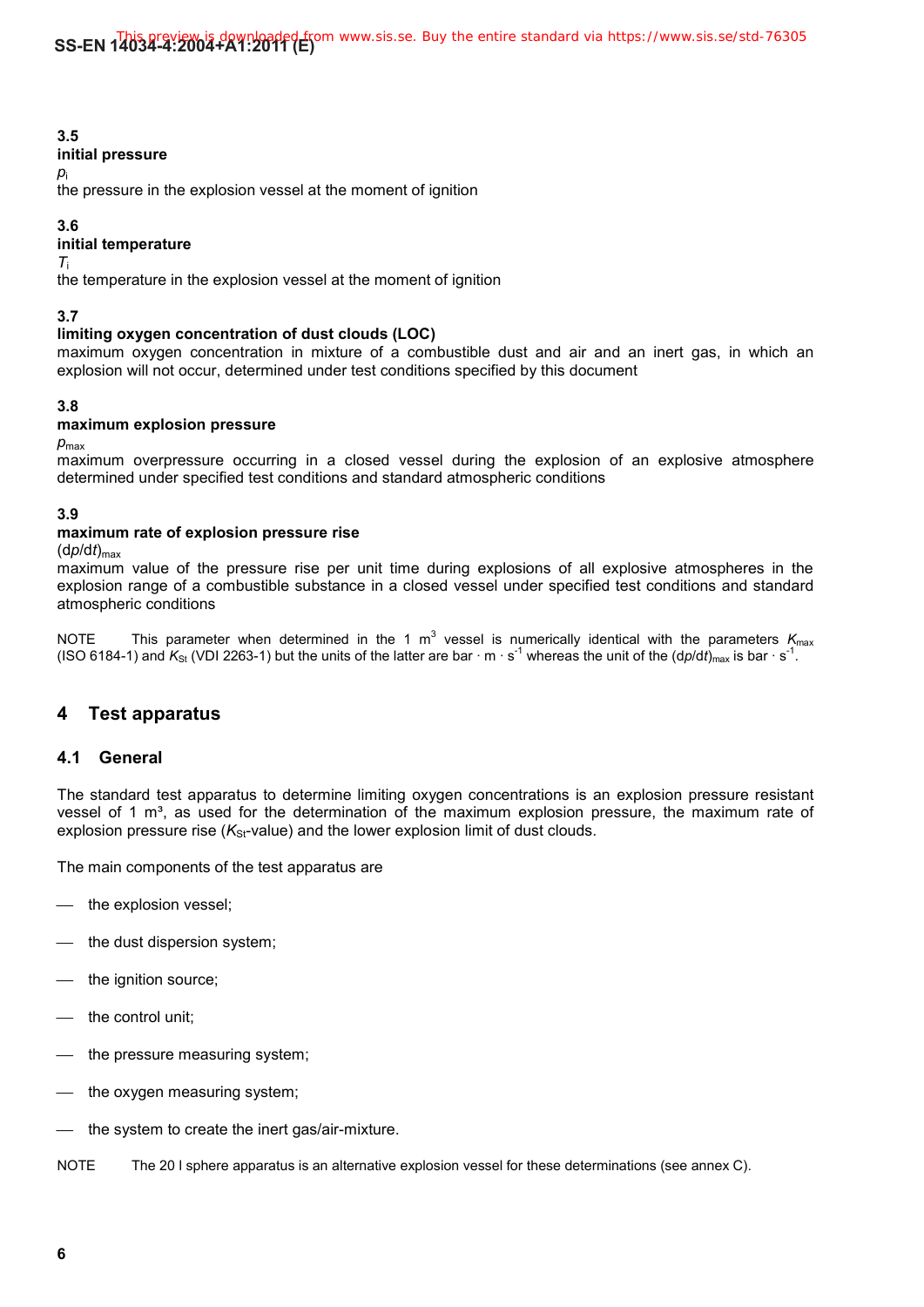**3.5**
**initial pressure**
$p_i$
the pressure in the explosion vessel at the moment of ignition

**3.6**
**initial temperature**
$T_i$
the temperature in the explosion vessel at the moment of ignition

**3.7**
**limiting oxygen concentration of dust clouds (LOC)**
maximum oxygen concentration in mixture of a combustible dust and air and an inert gas, in which an explosion will not occur, determined under test conditions specified by this document

**3.8**
**maximum explosion pressure**
$p_{max}$
maximum overpressure occurring in a closed vessel during the explosion of an explosive atmosphere determined under specified test conditions and standard atmospheric conditions

**3.9**
**maximum rate of explosion pressure rise**
$(dp/dt)_{max}$
maximum value of the pressure rise per unit time during explosions of all explosive atmospheres in the explosion range of a combustible substance in a closed vessel under specified test conditions and standard atmospheric conditions

NOTE This parameter when determined in the 1 $m^3$ vessel is numerically identical with the parameters $K_{max}$ (ISO 6184-1) and $K_{St}$ (VDI 2263-1) but the units of the latter are bar · m · $s^{-1}$ whereas the unit of the $(dp/dt)_{max}$ is bar · $s^{-1}$.

## 4 Test apparatus

### 4.1 General

The standard test apparatus to determine limiting oxygen concentrations is an explosion pressure resistant vessel of 1 m³, as used for the determination of the maximum explosion pressure, the maximum rate of explosion pressure rise ($K_{St}$-value) and the lower explosion limit of dust clouds.

The main components of the test apparatus are

- the explosion vessel;
- the dust dispersion system;
- the ignition source;
- the control unit;
- the pressure measuring system;
- the oxygen measuring system;
- the system to create the inert gas/air-mixture.

NOTE The 20 l sphere apparatus is an alternative explosion vessel for these determinations (see annex C).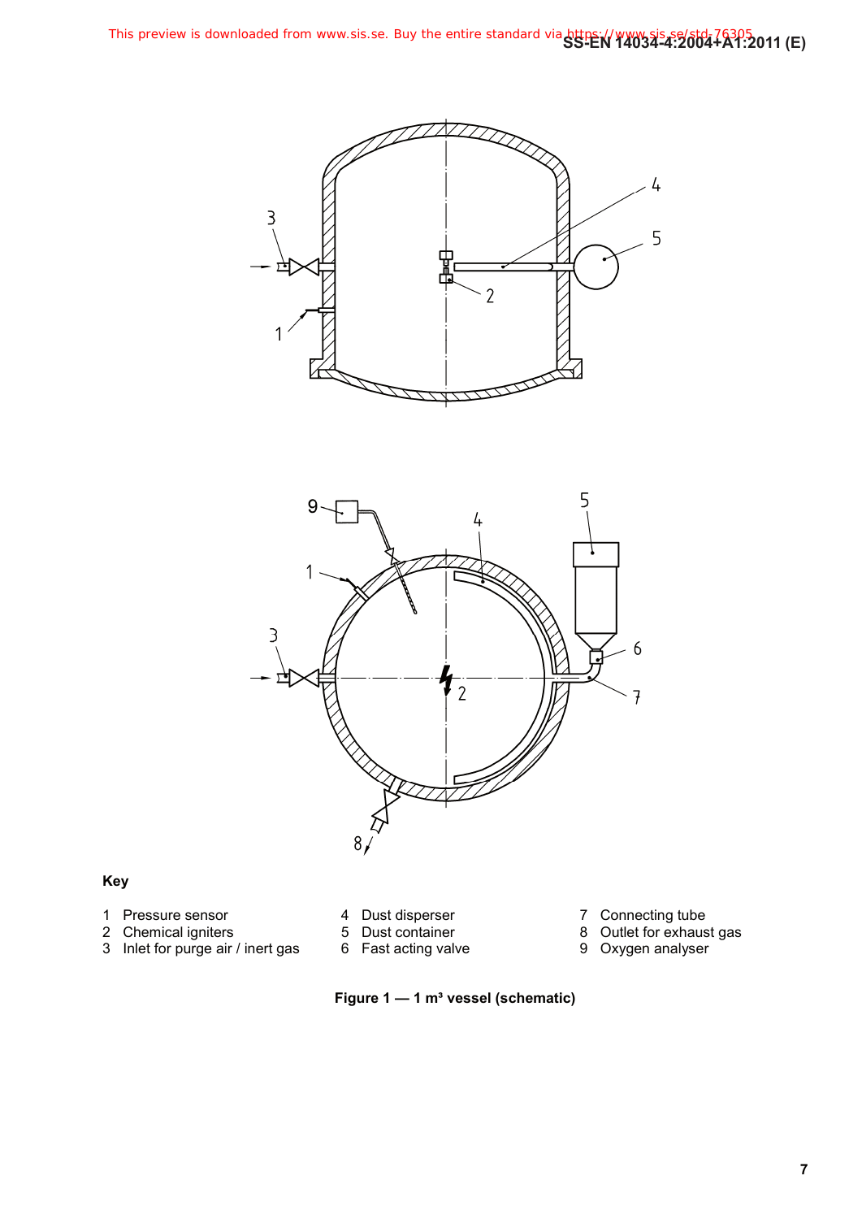**Key**

1 Pressure sensor
2 Chemical igniters
3 Inlet for purge air / inert gas
4 Dust disperser
5 Dust container
6 Fast acting valve
7 Connecting tube
8 Outlet for exhaust gas
9 Oxygen analyser

**Figure 1 — 1 m³ vessel (schematic)**